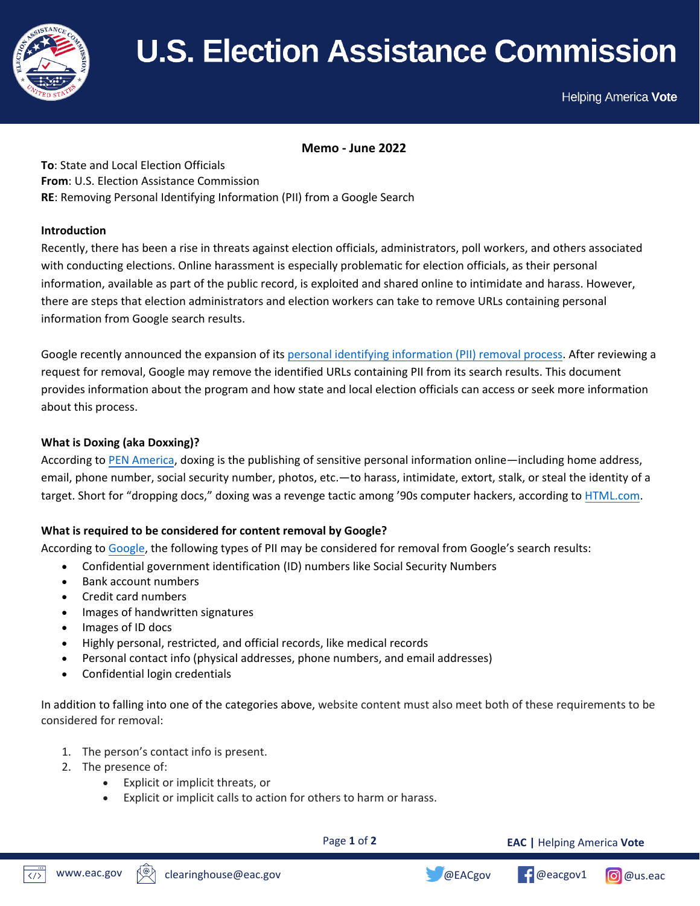# U.S. Election Assistance Commission

Helping America **Vote**

**Memo - June 2022**

**To**: State and Local Election Officials
**From**: U.S. Election Assistance Commission
**RE**: Removing Personal Identifying Information (PII) from a Google Search

### Introduction

Recently, there has been a rise in threats against election officials, administrators, poll workers, and others associated with conducting elections. Online harassment is especially problematic for election officials, as their personal information, available as part of the public record, is exploited and shared online to intimidate and harass. However, there are steps that election administrators and election workers can take to remove URLs containing personal information from Google search results.

Google recently announced the expansion of its personal identifying information (PII) removal process. After reviewing a request for removal, Google may remove the identified URLs containing PII from its search results. This document provides information about the program and how state and local election officials can access or seek more information about this process.

### What is Doxing (aka Doxxing)?

According to PEN America, doxing is the publishing of sensitive personal information online—including home address, email, phone number, social security number, photos, etc.—to harass, intimidate, extort, stalk, or steal the identity of a target. Short for "dropping docs," doxing was a revenge tactic among '90s computer hackers, according to HTML.com.

### What is required to be considered for content removal by Google?

According to Google, the following types of PII may be considered for removal from Google's search results:

- Confidential government identification (ID) numbers like Social Security Numbers
- Bank account numbers
- Credit card numbers
- Images of handwritten signatures
- Images of ID docs
- Highly personal, restricted, and official records, like medical records
- Personal contact info (physical addresses, phone numbers, and email addresses)
- Confidential login credentials

In addition to falling into one of the categories above, website content must also meet both of these requirements to be considered for removal:

1. The person's contact info is present.
2. The presence of:
    - Explicit or implicit threats, or
    - Explicit or implicit calls to action for others to harm or harass.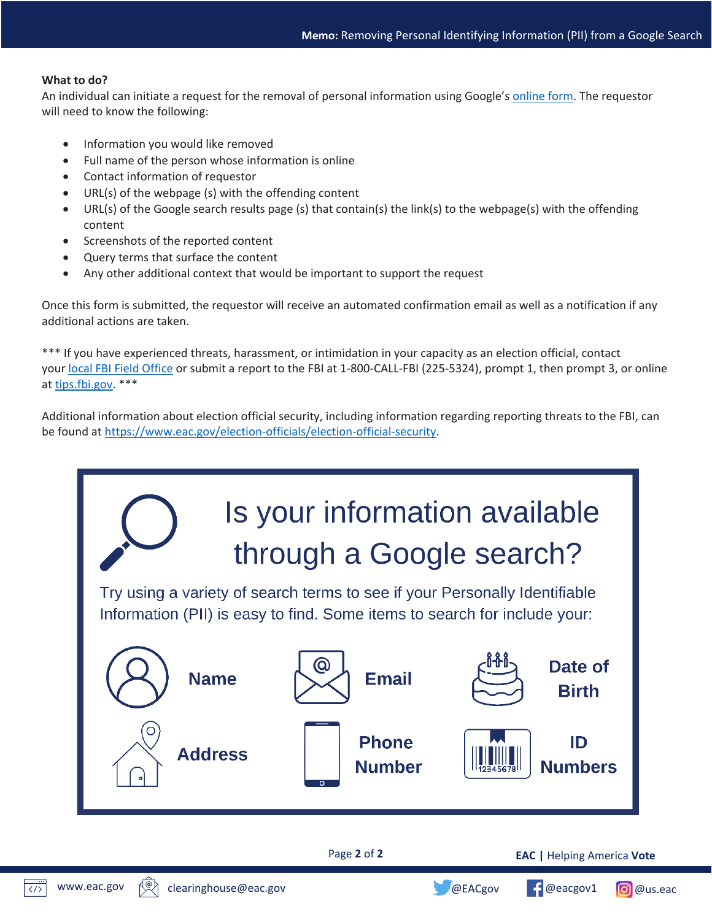**What to do?**

An individual can initiate a request for the removal of personal information using Google's [online form](). The requestor will need to know the following:

- Information you would like removed
- Full name of the person whose information is online
- Contact information of requestor
- URL(s) of the webpage (s) with the offending content
- URL(s) of the Google search results page (s) that contain(s) the link(s) to the webpage(s) with the offending content
- Screenshots of the reported content
- Query terms that surface the content
- Any other additional context that would be important to support the request

Once this form is submitted, the requestor will receive an automated confirmation email as well as a notification if any additional actions are taken.

*** If you have experienced threats, harassment, or intimidation in your capacity as an election official, contact your local FBI Field Office or submit a report to the FBI at 1-800-CALL-FBI (225-5324), prompt 1, then prompt 3, or online at tips.fbi.gov. ***

Additional information about election official security, including information regarding reporting threats to the FBI, can be found at https://www.eac.gov/election-officials/election-official-security.

## Is your information available through a Google search?

Try using a variety of search terms to see if your Personally Identifiable Information (PII) is easy to find. Some items to search for include your:

**Name**

**Email**

**Date of Birth**

**Address**

**Phone Number**

**ID Numbers**